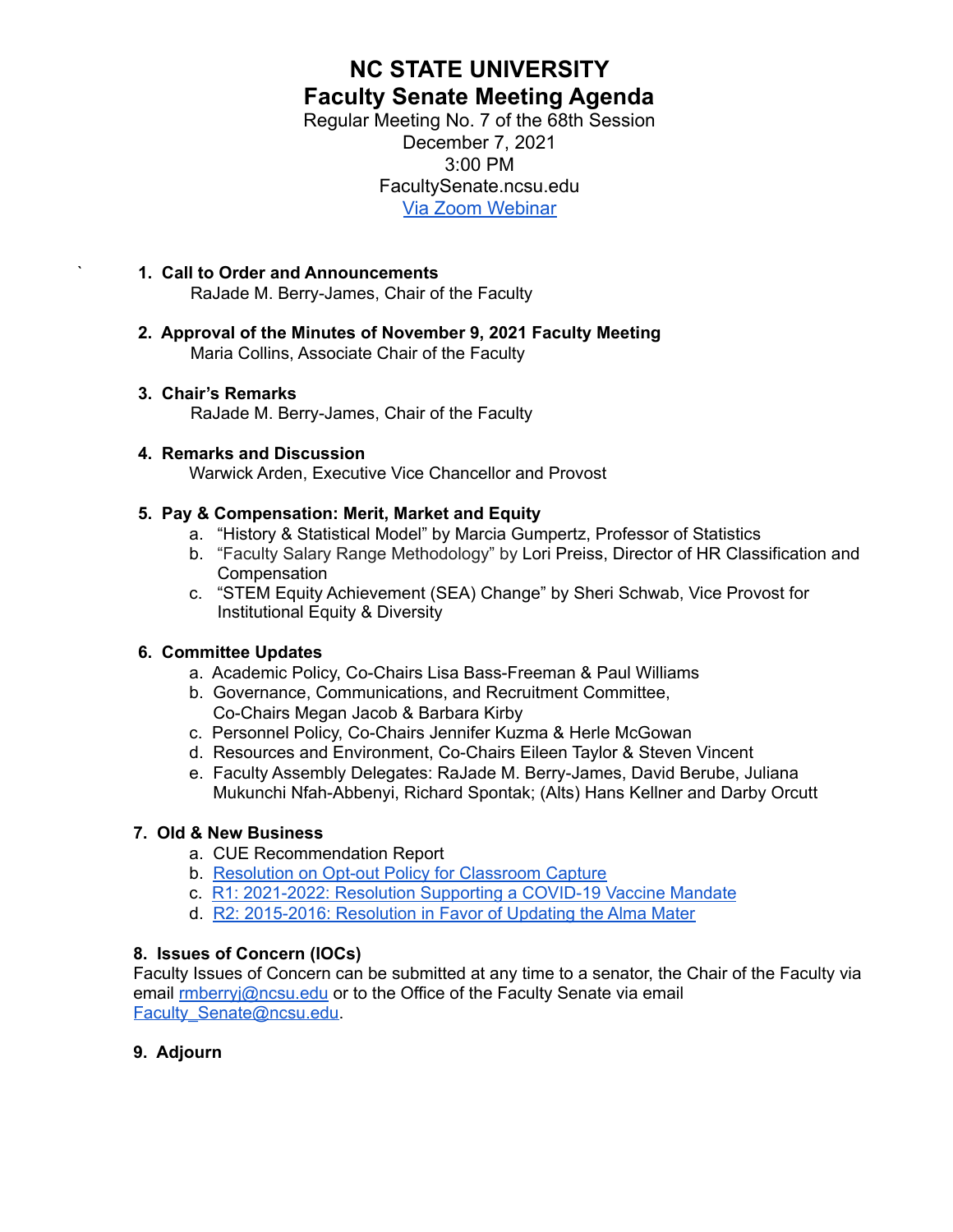# NC STATE UNIVERSITY
# Faculty Senate Meeting Agenda

Regular Meeting No. 7 of the 68th Session
December 7, 2021
3:00 PM
FacultySenate.ncsu.edu
Via Zoom Webinar

1. **Call to Order and Announcements**
   RaJade M. Berry-James, Chair of the Faculty

2. **Approval of the Minutes of November 9, 2021 Faculty Meeting**
   Maria Collins, Associate Chair of the Faculty

3. **Chair's Remarks**
   RaJade M. Berry-James, Chair of the Faculty

4. **Remarks and Discussion**
   Warwick Arden, Executive Vice Chancellor and Provost

5. **Pay & Compensation: Merit, Market and Equity**
   a. "History & Statistical Model" by Marcia Gumpertz, Professor of Statistics
   b. "Faculty Salary Range Methodology" by Lori Preiss, Director of HR Classification and Compensation
   c. "STEM Equity Achievement (SEA) Change" by Sheri Schwab, Vice Provost for Institutional Equity & Diversity

6. **Committee Updates**
   a. Academic Policy, Co-Chairs Lisa Bass-Freeman & Paul Williams
   b. Governance, Communications, and Recruitment Committee, Co-Chairs Megan Jacob & Barbara Kirby
   c. Personnel Policy, Co-Chairs Jennifer Kuzma & Herle McGowan
   d. Resources and Environment, Co-Chairs Eileen Taylor & Steven Vincent
   e. Faculty Assembly Delegates: RaJade M. Berry-James, David Berube, Juliana Mukunchi Nfah-Abbenyi, Richard Spontak; (Alts) Hans Kellner and Darby Orcutt

7. **Old & New Business**
   a. CUE Recommendation Report
   b. Resolution on Opt-out Policy for Classroom Capture
   c. R1: 2021-2022: Resolution Supporting a COVID-19 Vaccine Mandate
   d. R2: 2015-2016: Resolution in Favor of Updating the Alma Mater

8. **Issues of Concern (IOCs)**
   Faculty Issues of Concern can be submitted at any time to a senator, the Chair of the Faculty via email rmberryj@ncsu.edu or to the Office of the Faculty Senate via email Faculty_Senate@ncsu.edu.

9. **Adjourn**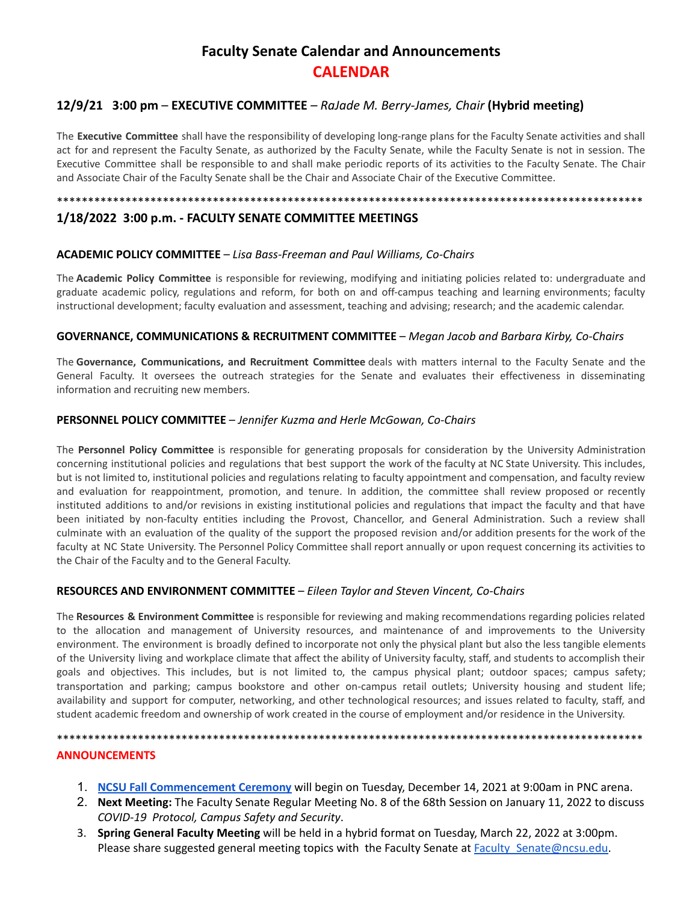# Faculty Senate Calendar and Announcements

## CALENDAR

### 12/9/21 3:00 pm – EXECUTIVE COMMITTEE – *RaJade M. Berry-James, Chair* (Hybrid meeting)

The **Executive Committee** shall have the responsibility of developing long-range plans for the Faculty Senate activities and shall act for and represent the Faculty Senate, as authorized by the Faculty Senate, while the Faculty Senate is not in session. The Executive Committee shall be responsible to and shall make periodic reports of its activities to the Faculty Senate. The Chair and Associate Chair of the Faculty Senate shall be the Chair and Associate Chair of the Executive Committee.

\*\*\*\*\*\*\*\*\*\*\*\*\*\*\*\*\*\*\*\*\*\*\*\*\*\*\*\*\*\*\*\*\*\*\*\*\*\*\*\*\*\*\*\*\*\*\*\*\*\*\*\*\*\*\*\*\*\*\*\*\*\*\*\*\*\*\*\*\*\*\*\*\*\*\*\*\*\*\*\*\*\*\*\*\*\*\*\*\*\*\*\*\*\*

### 1/18/2022 3:00 p.m. - FACULTY SENATE COMMITTEE MEETINGS

**ACADEMIC POLICY COMMITTEE** – *Lisa Bass-Freeman and Paul Williams, Co-Chairs*

The **Academic Policy Committee** is responsible for reviewing, modifying and initiating policies related to: undergraduate and graduate academic policy, regulations and reform, for both on and off-campus teaching and learning environments; faculty instructional development; faculty evaluation and assessment, teaching and advising; research; and the academic calendar.

**GOVERNANCE, COMMUNICATIONS & RECRUITMENT COMMITTEE** – *Megan Jacob and Barbara Kirby, Co-Chairs*

The **Governance, Communications, and Recruitment Committee** deals with matters internal to the Faculty Senate and the General Faculty. It oversees the outreach strategies for the Senate and evaluates their effectiveness in disseminating information and recruiting new members.

**PERSONNEL POLICY COMMITTEE** – *Jennifer Kuzma and Herle McGowan, Co-Chairs*

The **Personnel Policy Committee** is responsible for generating proposals for consideration by the University Administration concerning institutional policies and regulations that best support the work of the faculty at NC State University. This includes, but is not limited to, institutional policies and regulations relating to faculty appointment and compensation, and faculty review and evaluation for reappointment, promotion, and tenure. In addition, the committee shall review proposed or recently instituted additions to and/or revisions in existing institutional policies and regulations that impact the faculty and that have been initiated by non-faculty entities including the Provost, Chancellor, and General Administration. Such a review shall culminate with an evaluation of the quality of the support the proposed revision and/or addition presents for the work of the faculty at NC State University. The Personnel Policy Committee shall report annually or upon request concerning its activities to the Chair of the Faculty and to the General Faculty.

**RESOURCES AND ENVIRONMENT COMMITTEE** – *Eileen Taylor and Steven Vincent, Co-Chairs*

The **Resources & Environment Committee** is responsible for reviewing and making recommendations regarding policies related to the allocation and management of University resources, and maintenance of and improvements to the University environment. The environment is broadly defined to incorporate not only the physical plant but also the less tangible elements of the University living and workplace climate that affect the ability of University faculty, staff, and students to accomplish their goals and objectives. This includes, but is not limited to, the campus physical plant; outdoor spaces; campus safety; transportation and parking; campus bookstore and other on-campus retail outlets; University housing and student life; availability and support for computer, networking, and other technological resources; and issues related to faculty, staff, and student academic freedom and ownership of work created in the course of employment and/or residence in the University.

\*\*\*\*\*\*\*\*\*\*\*\*\*\*\*\*\*\*\*\*\*\*\*\*\*\*\*\*\*\*\*\*\*\*\*\*\*\*\*\*\*\*\*\*\*\*\*\*\*\*\*\*\*\*\*\*\*\*\*\*\*\*\*\*\*\*\*\*\*\*\*\*\*\*\*\*\*\*\*\*\*\*\*\*\*\*\*\*\*\*\*\*\*\*

## ANNOUNCEMENTS

1. **NCSU Fall Commencement Ceremony** will begin on Tuesday, December 14, 2021 at 9:00am in PNC arena.
2. **Next Meeting:** The Faculty Senate Regular Meeting No. 8 of the 68th Session on January 11, 2022 to discuss *COVID-19 Protocol, Campus Safety and Security*.
3. **Spring General Faculty Meeting** will be held in a hybrid format on Tuesday, March 22, 2022 at 3:00pm. Please share suggested general meeting topics with the Faculty Senate at Faculty_Senate@ncsu.edu.